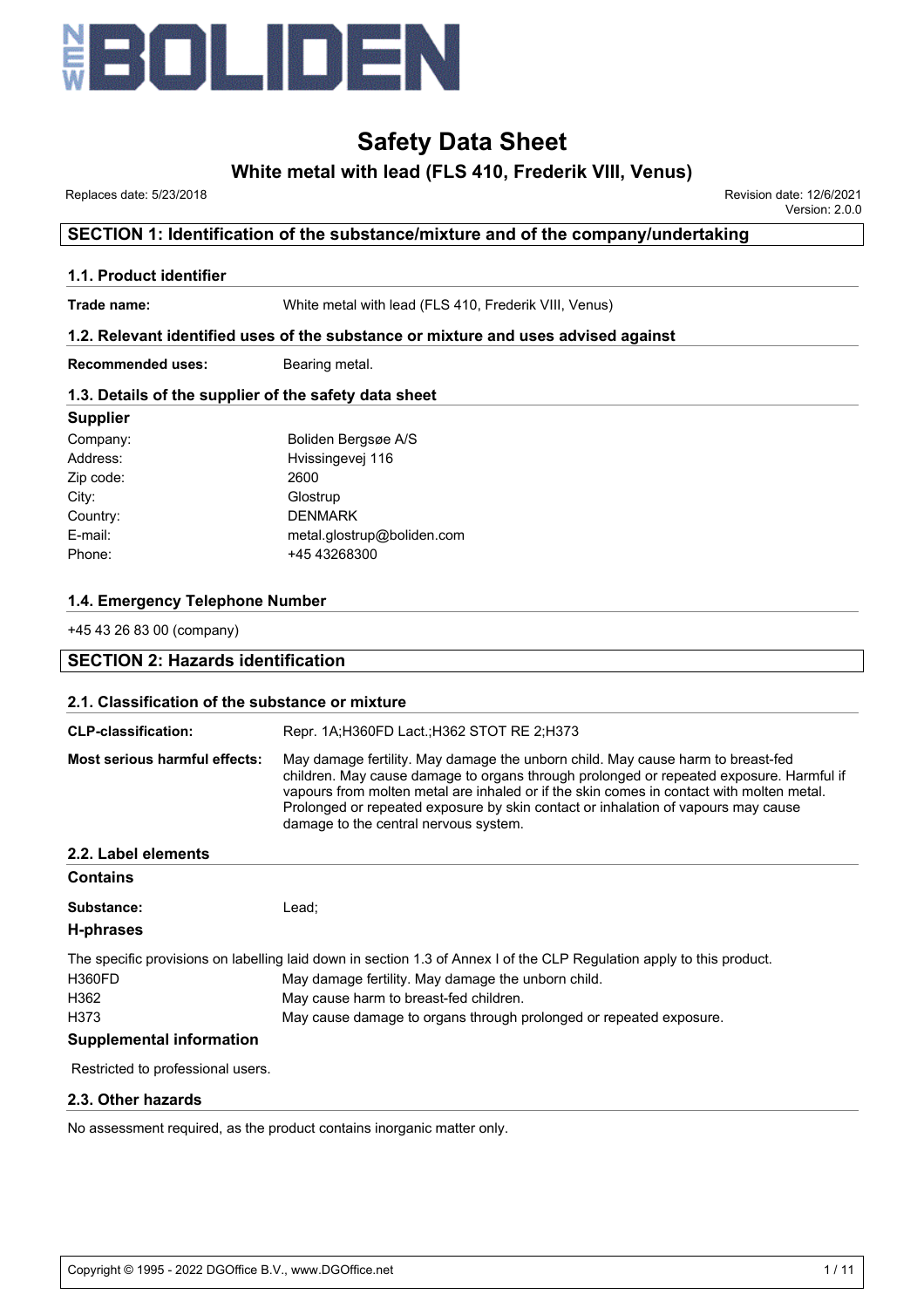# Safety Data Sheet

## White metal with lead (FLS 410, Frederik VIII, Venus)

Replaces date: 5/23/2018

Revision date: 12/6/2021
Version: 2.0.0

## SECTION 1: Identification of the substance/mixture and of the company/undertaking

### 1.1. Product identifier

**Trade name:** White metal with lead (FLS 410, Frederik VIII, Venus)

### 1.2. Relevant identified uses of the substance or mixture and uses advised against

**Recommended uses:** Bearing metal.

### 1.3. Details of the supplier of the safety data sheet

**Supplier**

| | |
|---|---|
| Company: | Boliden Bergsøe A/S |
| Address: | Hvissingevej 116 |
| Zip code: | 2600 |
| City: | Glostrup |
| Country: | DENMARK |
| E-mail: | metal.glostrup@boliden.com |
| Phone: | +45 43268300 |

### 1.4. Emergency Telephone Number

+45 43 26 83 00 (company)

## SECTION 2: Hazards identification

### 2.1. Classification of the substance or mixture

**CLP-classification:** Repr. 1A;H360FD Lact.;H362 STOT RE 2;H373

**Most serious harmful effects:** May damage fertility. May damage the unborn child. May cause harm to breast-fed children. May cause damage to organs through prolonged or repeated exposure. Harmful if vapours from molten metal are inhaled or if the skin comes in contact with molten metal. Prolonged or repeated exposure by skin contact or inhalation of vapours may cause damage to the central nervous system.

### 2.2. Label elements

**Contains**

**Substance:** Lead;

**H-phrases**

The specific provisions on labelling laid down in section 1.3 of Annex I of the CLP Regulation apply to this product.

| | |
|---|---|
| H360FD | May damage fertility. May damage the unborn child. |
| H362 | May cause harm to breast-fed children. |
| H373 | May cause damage to organs through prolonged or repeated exposure. |

**Supplemental information**

Restricted to professional users.

### 2.3. Other hazards

No assessment required, as the product contains inorganic matter only.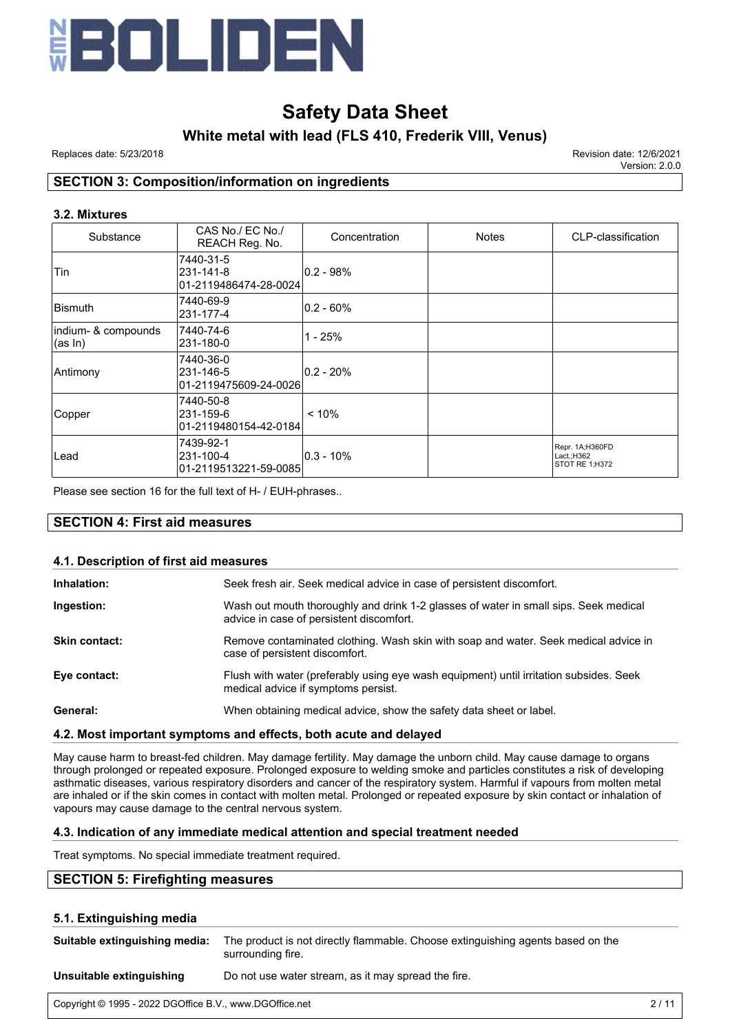# Safety Data Sheet

## White metal with lead (FLS 410, Frederik VIII, Venus)

Replaces date: 5/23/2018

Revision date: 12/6/2021
Version: 2.0.0

## SECTION 3: Composition/information on ingredients

### 3.2. Mixtures

| Substance | CAS No./ EC No./ REACH Reg. No. | Concentration | Notes | CLP-classification |
|---|---|---|---|---|
| Tin | 7440-31-5<br>231-141-8<br>01-2119486474-28-0024 | 0.2 - 98% | | |
| Bismuth | 7440-69-9<br>231-177-4 | 0.2 - 60% | | |
| indium- & compounds (as In) | 7440-74-6<br>231-180-0 | 1 - 25% | | |
| Antimony | 7440-36-0<br>231-146-5<br>01-2119475609-24-0026 | 0.2 - 20% | | |
| Copper | 7440-50-8<br>231-159-6<br>01-2119480154-42-0184 | < 10% | | |
| Lead | 7439-92-1<br>231-100-4<br>01-2119513221-59-0085 | 0.3 - 10% | | Repr. 1A;H360FD<br>Lact.;H362<br>STOT RE 1;H372 |

Please see section 16 for the full text of H- / EUH-phrases..

## SECTION 4: First aid measures

### 4.1. Description of first aid measures

**Inhalation:** Seek fresh air. Seek medical advice in case of persistent discomfort.

**Ingestion:** Wash out mouth thoroughly and drink 1-2 glasses of water in small sips. Seek medical advice in case of persistent discomfort.

**Skin contact:** Remove contaminated clothing. Wash skin with soap and water. Seek medical advice in case of persistent discomfort.

**Eye contact:** Flush with water (preferably using eye wash equipment) until irritation subsides. Seek medical advice if symptoms persist.

**General:** When obtaining medical advice, show the safety data sheet or label.

### 4.2. Most important symptoms and effects, both acute and delayed

May cause harm to breast-fed children. May damage fertility. May damage the unborn child. May cause damage to organs through prolonged or repeated exposure. Prolonged exposure to welding smoke and particles constitutes a risk of developing asthmatic diseases, various respiratory disorders and cancer of the respiratory system. Harmful if vapours from molten metal are inhaled or if the skin comes in contact with molten metal. Prolonged or repeated exposure by skin contact or inhalation of vapours may cause damage to the central nervous system.

### 4.3. Indication of any immediate medical attention and special treatment needed

Treat symptoms. No special immediate treatment required.

## SECTION 5: Firefighting measures

### 5.1. Extinguishing media

**Suitable extinguishing media:** The product is not directly flammable. Choose extinguishing agents based on the surrounding fire.

**Unsuitable extinguishing** Do not use water stream, as it may spread the fire.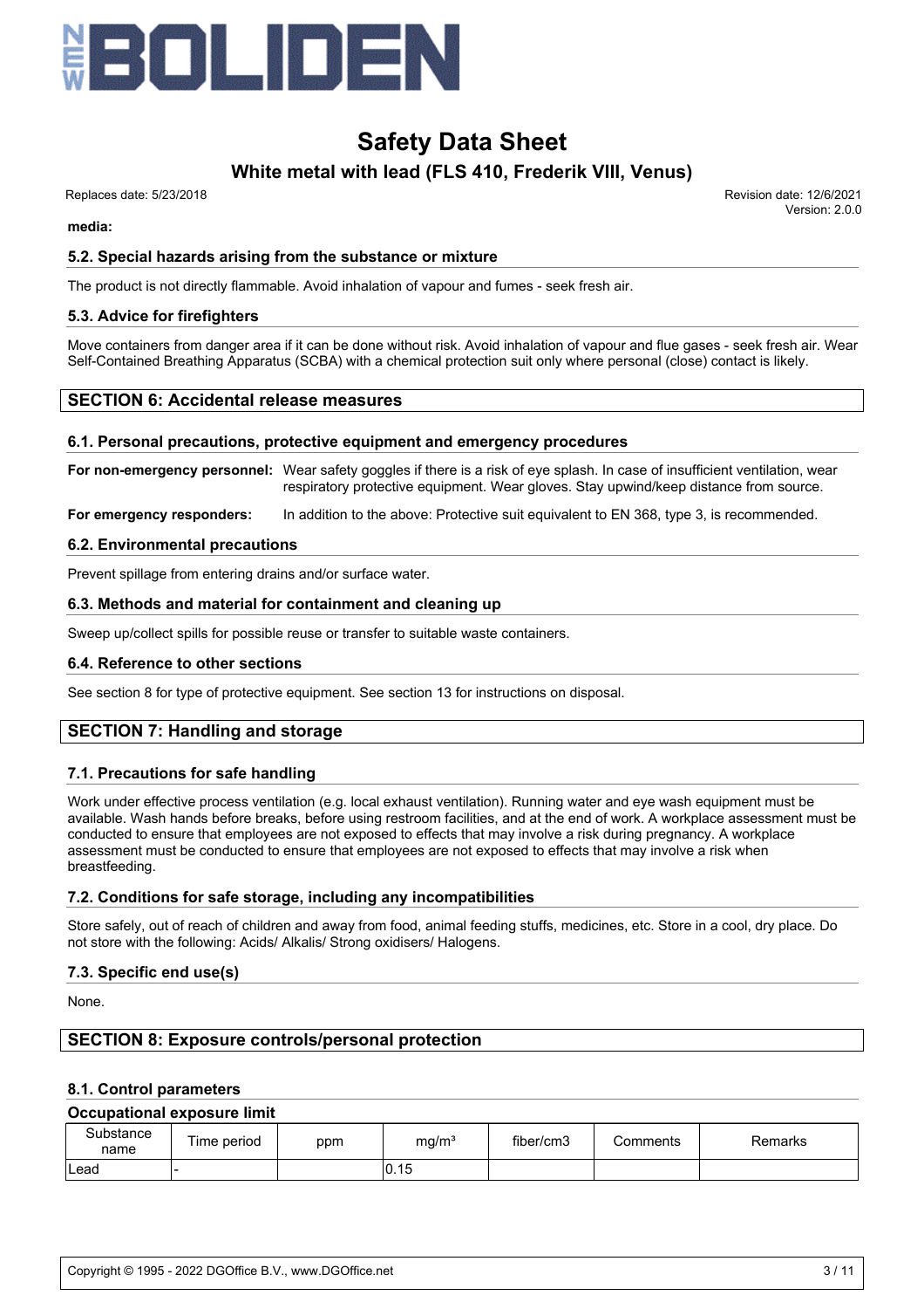**media:**

### 5.2. Special hazards arising from the substance or mixture

The product is not directly flammable. Avoid inhalation of vapour and fumes - seek fresh air.

### 5.3. Advice for firefighters

Move containers from danger area if it can be done without risk. Avoid inhalation of vapour and flue gases - seek fresh air. Wear Self-Contained Breathing Apparatus (SCBA) with a chemical protection suit only where personal (close) contact is likely.

## SECTION 6: Accidental release measures

### 6.1. Personal precautions, protective equipment and emergency procedures

**For non-emergency personnel:** Wear safety goggles if there is a risk of eye splash. In case of insufficient ventilation, wear respiratory protective equipment. Wear gloves. Stay upwind/keep distance from source.

**For emergency responders:** In addition to the above: Protective suit equivalent to EN 368, type 3, is recommended.

### 6.2. Environmental precautions

Prevent spillage from entering drains and/or surface water.

### 6.3. Methods and material for containment and cleaning up

Sweep up/collect spills for possible reuse or transfer to suitable waste containers.

### 6.4. Reference to other sections

See section 8 for type of protective equipment. See section 13 for instructions on disposal.

## SECTION 7: Handling and storage

### 7.1. Precautions for safe handling

Work under effective process ventilation (e.g. local exhaust ventilation). Running water and eye wash equipment must be available. Wash hands before breaks, before using restroom facilities, and at the end of work. A workplace assessment must be conducted to ensure that employees are not exposed to effects that may involve a risk during pregnancy. A workplace assessment must be conducted to ensure that employees are not exposed to effects that may involve a risk when breastfeeding.

### 7.2. Conditions for safe storage, including any incompatibilities

Store safely, out of reach of children and away from food, animal feeding stuffs, medicines, etc. Store in a cool, dry place. Do not store with the following: Acids/ Alkalis/ Strong oxidisers/ Halogens.

### 7.3. Specific end use(s)

None.

## SECTION 8: Exposure controls/personal protection

### 8.1. Control parameters

**Occupational exposure limit**

| Substance name | Time period | ppm | mg/m³ | fiber/cm3 | Comments | Remarks |
|---|---|---|---|---|---|---|
| Lead | - | | 0.15 | | | |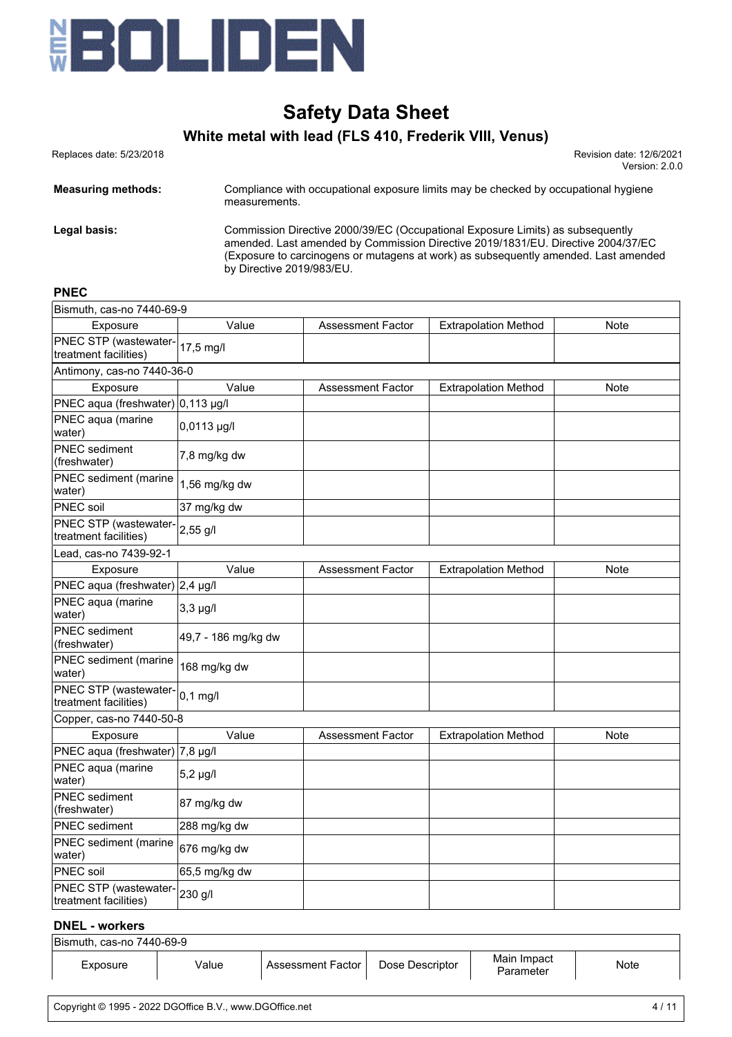**Measuring methods:** Compliance with occupational exposure limits may be checked by occupational hygiene measurements.

**Legal basis:** Commission Directive 2000/39/EC (Occupational Exposure Limits) as subsequently amended. Last amended by Commission Directive 2019/1831/EU. Directive 2004/37/EC (Exposure to carcinogens or mutagens at work) as subsequently amended. Last amended by Directive 2019/983/EU.

### PNEC

| Bismuth, cas-no 7440-69-9 | | | | |
|---|---|---|---|---|
| Exposure | Value | Assessment Factor | Extrapolation Method | Note |
| PNEC STP (wastewater-treatment facilities) | 17,5 mg/l | | | |
| **Antimony, cas-no 7440-36-0** | | | | |
| Exposure | Value | Assessment Factor | Extrapolation Method | Note |
| PNEC aqua (freshwater) | 0,113 µg/l | | | |
| PNEC aqua (marine water) | 0,0113 µg/l | | | |
| PNEC sediment (freshwater) | 7,8 mg/kg dw | | | |
| PNEC sediment (marine water) | 1,56 mg/kg dw | | | |
| PNEC soil | 37 mg/kg dw | | | |
| PNEC STP (wastewater-treatment facilities) | 2,55 g/l | | | |
| **Lead, cas-no 7439-92-1** | | | | |
| Exposure | Value | Assessment Factor | Extrapolation Method | Note |
| PNEC aqua (freshwater) | 2,4 µg/l | | | |
| PNEC aqua (marine water) | 3,3 µg/l | | | |
| PNEC sediment (freshwater) | 49,7 - 186 mg/kg dw | | | |
| PNEC sediment (marine water) | 168 mg/kg dw | | | |
| PNEC STP (wastewater-treatment facilities) | 0,1 mg/l | | | |
| **Copper, cas-no 7440-50-8** | | | | |
| Exposure | Value | Assessment Factor | Extrapolation Method | Note |
| PNEC aqua (freshwater) | 7,8 µg/l | | | |
| PNEC aqua (marine water) | 5,2 µg/l | | | |
| PNEC sediment (freshwater) | 87 mg/kg dw | | | |
| PNEC sediment | 288 mg/kg dw | | | |
| PNEC sediment (marine water) | 676 mg/kg dw | | | |
| PNEC soil | 65,5 mg/kg dw | | | |
| PNEC STP (wastewater-treatment facilities) | 230 g/l | | | |

### DNEL - workers

| Bismuth, cas-no 7440-69-9 | | | | | |
|---|---|---|---|---|---|
| Exposure | Value | Assessment Factor | Dose Descriptor | Main Impact Parameter | Note |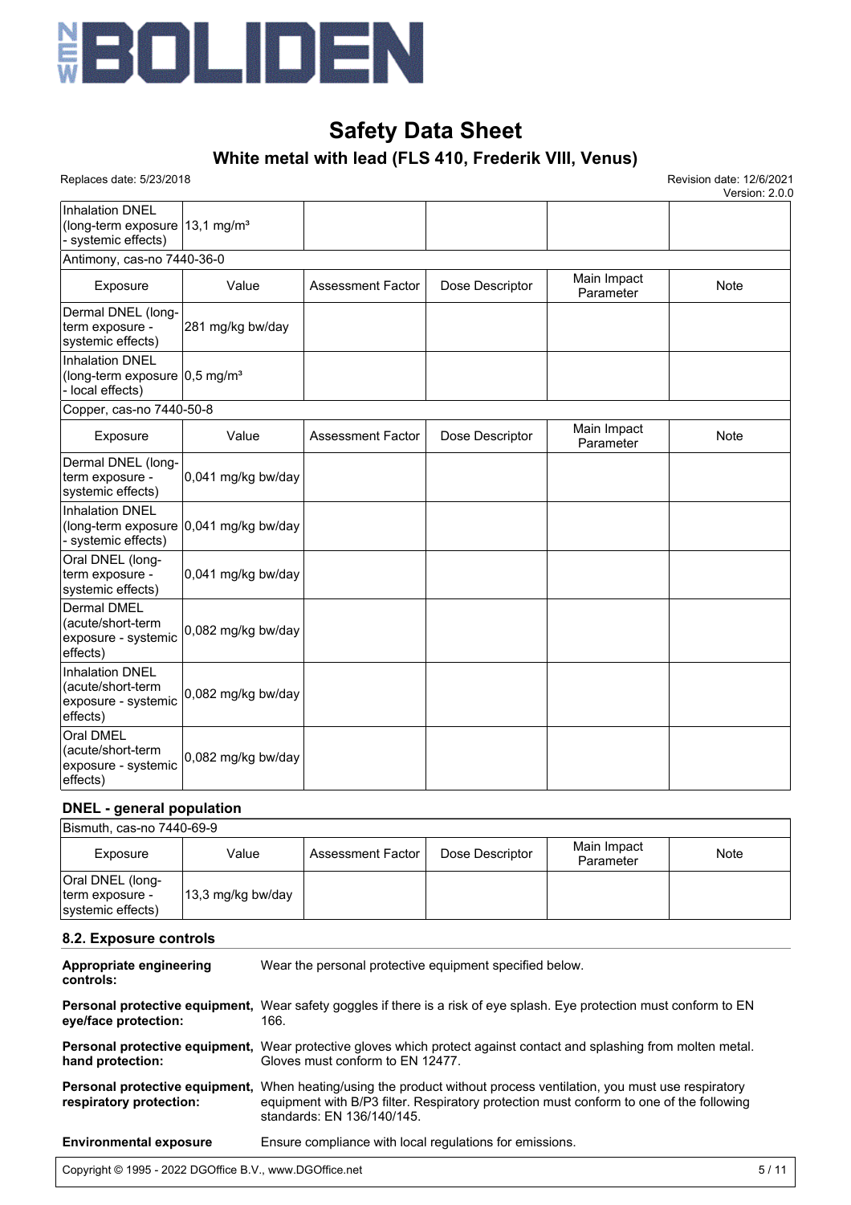| | | | | | |
|---|---|---|---|---|---|
| Inhalation DNEL (long-term exposure - systemic effects) | 13,1 mg/m³ | | | | |
| Antimony, cas-no 7440-36-0 | | | | | |
| Exposure | Value | Assessment Factor | Dose Descriptor | Main Impact Parameter | Note |
| Dermal DNEL (long-term exposure - systemic effects) | 281 mg/kg bw/day | | | | |
| Inhalation DNEL (long-term exposure - local effects) | 0,5 mg/m³ | | | | |
| Copper, cas-no 7440-50-8 | | | | | |
| Exposure | Value | Assessment Factor | Dose Descriptor | Main Impact Parameter | Note |
| Dermal DNEL (long-term exposure - systemic effects) | 0,041 mg/kg bw/day | | | | |
| Inhalation DNEL (long-term exposure - systemic effects) | 0,041 mg/kg bw/day | | | | |
| Oral DNEL (long-term exposure - systemic effects) | 0,041 mg/kg bw/day | | | | |
| Dermal DMEL (acute/short-term exposure - systemic effects) | 0,082 mg/kg bw/day | | | | |
| Inhalation DNEL (acute/short-term exposure - systemic effects) | 0,082 mg/kg bw/day | | | | |
| Oral DMEL (acute/short-term exposure - systemic effects) | 0,082 mg/kg bw/day | | | | |

### DNEL - general population

| Bismuth, cas-no 7440-69-9 | | | | | |
|---|---|---|---|---|---|
| Exposure | Value | Assessment Factor | Dose Descriptor | Main Impact Parameter | Note |
| Oral DNEL (long-term exposure - systemic effects) | 13,3 mg/kg bw/day | | | | |

## 8.2. Exposure controls

**Appropriate engineering controls:** Wear the personal protective equipment specified below.

**Personal protective equipment, eye/face protection:** Wear safety goggles if there is a risk of eye splash. Eye protection must conform to EN 166.

**Personal protective equipment, hand protection:** Wear protective gloves which protect against contact and splashing from molten metal. Gloves must conform to EN 12477.

**Personal protective equipment, respiratory protection:** When heating/using the product without process ventilation, you must use respiratory equipment with B/P3 filter. Respiratory protection must conform to one of the following standards: EN 136/140/145.

**Environmental exposure** Ensure compliance with local regulations for emissions.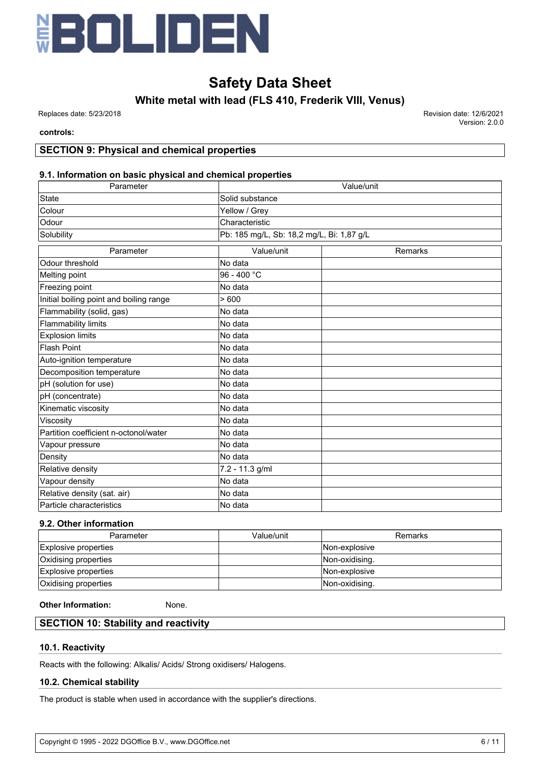**controls:**

## SECTION 9: Physical and chemical properties

### 9.1. Information on basic physical and chemical properties

| Parameter | Value/unit |
|---|---|
| State | Solid substance |
| Colour | Yellow / Grey |
| Odour | Characteristic |
| Solubility | Pb: 185 mg/L, Sb: 18,2 mg/L, Bi: 1,87 g/L |

| Parameter | Value/unit | Remarks |
|---|---|---|
| Odour threshold | No data | |
| Melting point | 96 - 400 °C | |
| Freezing point | No data | |
| Initial boiling point and boiling range | > 600 | |
| Flammability (solid, gas) | No data | |
| Flammability limits | No data | |
| Explosion limits | No data | |
| Flash Point | No data | |
| Auto-ignition temperature | No data | |
| Decomposition temperature | No data | |
| pH (solution for use) | No data | |
| pH (concentrate) | No data | |
| Kinematic viscosity | No data | |
| Viscosity | No data | |
| Partition coefficient n-octonol/water | No data | |
| Vapour pressure | No data | |
| Density | No data | |
| Relative density | 7.2 - 11.3 g/ml | |
| Vapour density | No data | |
| Relative density (sat. air) | No data | |
| Particle characteristics | No data | |

### 9.2. Other information

| Parameter | Value/unit | Remarks |
|---|---|---|
| Explosive properties | | Non-explosive |
| Oxidising properties | | Non-oxidising. |
| Explosive properties | | Non-explosive |
| Oxidising properties | | Non-oxidising. |

**Other Information:** None.

## SECTION 10: Stability and reactivity

### 10.1. Reactivity

Reacts with the following: Alkalis/ Acids/ Strong oxidisers/ Halogens.

### 10.2. Chemical stability

The product is stable when used in accordance with the supplier's directions.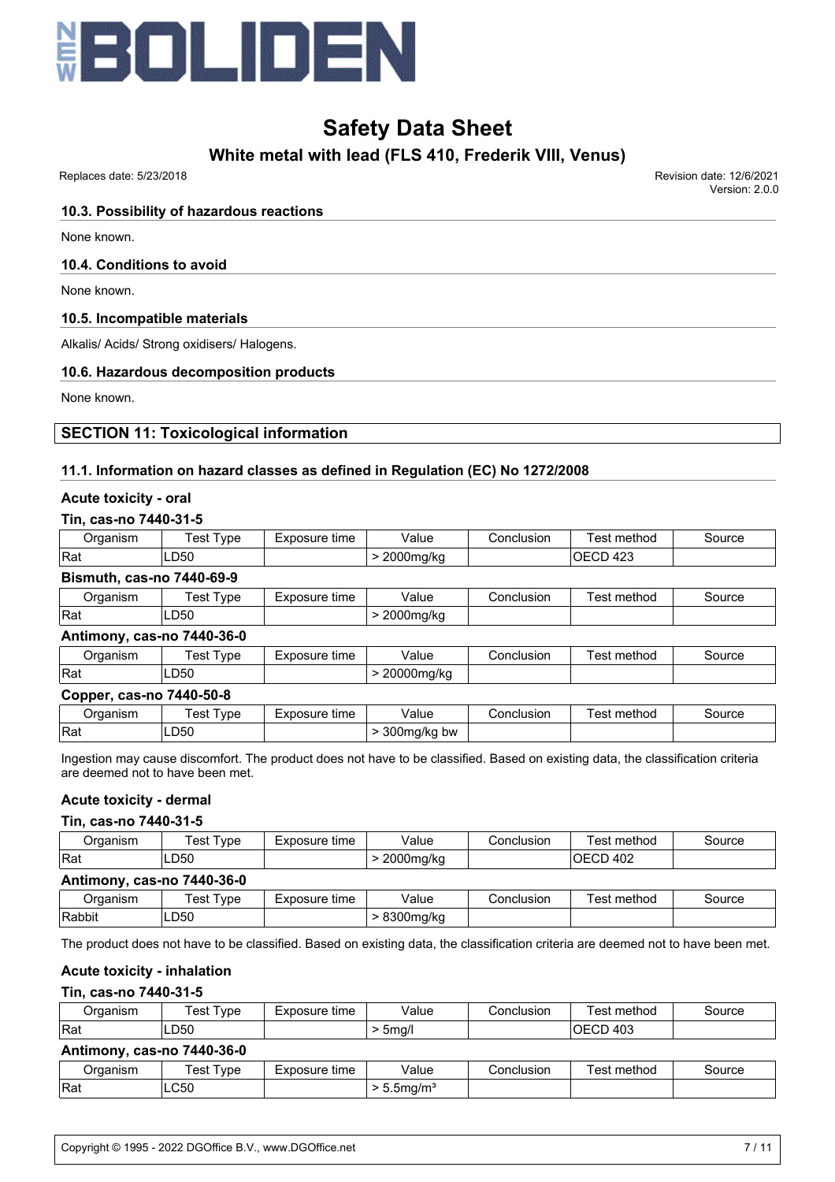### 10.3. Possibility of hazardous reactions

None known.

### 10.4. Conditions to avoid

None known.

### 10.5. Incompatible materials

Alkalis/ Acids/ Strong oxidisers/ Halogens.

### 10.6. Hazardous decomposition products

None known.

## SECTION 11: Toxicological information

### 11.1. Information on hazard classes as defined in Regulation (EC) No 1272/2008

**Acute toxicity - oral**

**Tin, cas-no 7440-31-5**

| Organism | Test Type | Exposure time | Value | Conclusion | Test method | Source |
|---|---|---|---|---|---|---|
| Rat | LD50 | | > 2000mg/kg | | OECD 423 | |

**Bismuth, cas-no 7440-69-9**

| Organism | Test Type | Exposure time | Value | Conclusion | Test method | Source |
|---|---|---|---|---|---|---|
| Rat | LD50 | | > 2000mg/kg | | | |

**Antimony, cas-no 7440-36-0**

| Organism | Test Type | Exposure time | Value | Conclusion | Test method | Source |
|---|---|---|---|---|---|---|
| Rat | LD50 | | > 20000mg/kg | | | |

**Copper, cas-no 7440-50-8**

| Organism | Test Type | Exposure time | Value | Conclusion | Test method | Source |
|---|---|---|---|---|---|---|
| Rat | LD50 | | > 300mg/kg bw | | | |

Ingestion may cause discomfort. The product does not have to be classified. Based on existing data, the classification criteria are deemed not to have been met.

**Acute toxicity - dermal**

**Tin, cas-no 7440-31-5**

| Organism | Test Type | Exposure time | Value | Conclusion | Test method | Source |
|---|---|---|---|---|---|---|
| Rat | LD50 | | > 2000mg/kg | | OECD 402 | |

**Antimony, cas-no 7440-36-0**

| Organism | Test Type | Exposure time | Value | Conclusion | Test method | Source |
|---|---|---|---|---|---|---|
| Rabbit | LD50 | | > 8300mg/kg | | | |

The product does not have to be classified. Based on existing data, the classification criteria are deemed not to have been met.

**Acute toxicity - inhalation**

**Tin, cas-no 7440-31-5**

| Organism | Test Type | Exposure time | Value | Conclusion | Test method | Source |
|---|---|---|---|---|---|---|
| Rat | LD50 | | > 5mg/l | | OECD 403 | |

**Antimony, cas-no 7440-36-0**

| Organism | Test Type | Exposure time | Value | Conclusion | Test method | Source |
|---|---|---|---|---|---|---|
| Rat | LC50 | | > 5.5mg/m³ | | | |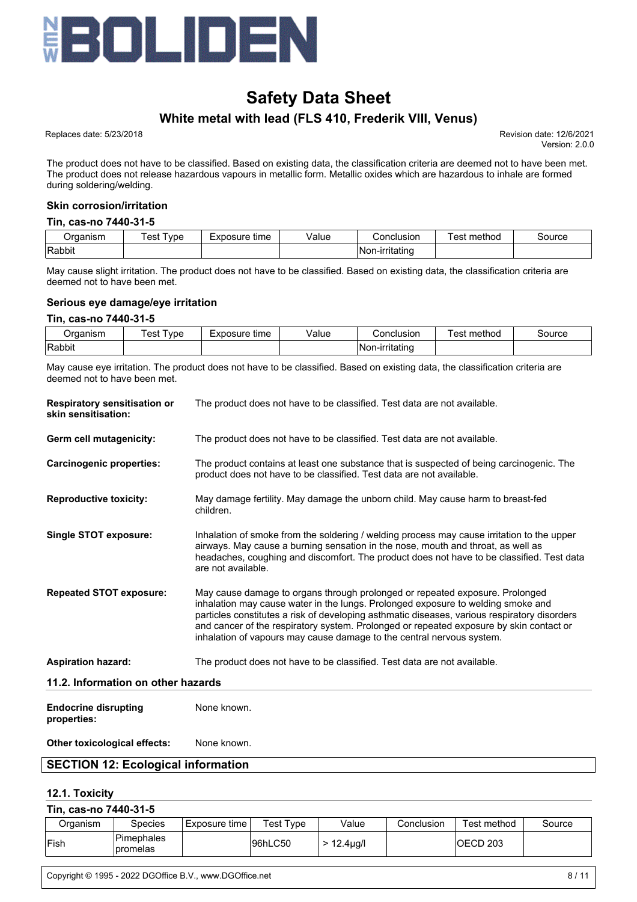The product does not have to be classified. Based on existing data, the classification criteria are deemed not to have been met. The product does not release hazardous vapours in metallic form. Metallic oxides which are hazardous to inhale are formed during soldering/welding.

### Skin corrosion/irritation

#### Tin, cas-no 7440-31-5

| Organism | Test Type | Exposure time | Value | Conclusion | Test method | Source |
|---|---|---|---|---|---|---|
| Rabbit | | | | Non-irritating | | |

May cause slight irritation. The product does not have to be classified. Based on existing data, the classification criteria are deemed not to have been met.

### Serious eye damage/eye irritation

#### Tin, cas-no 7440-31-5

| Organism | Test Type | Exposure time | Value | Conclusion | Test method | Source |
|---|---|---|---|---|---|---|
| Rabbit | | | | Non-irritating | | |

May cause eye irritation. The product does not have to be classified. Based on existing data, the classification criteria are deemed not to have been met.

**Respiratory sensitisation or skin sensitisation:** The product does not have to be classified. Test data are not available.

**Germ cell mutagenicity:** The product does not have to be classified. Test data are not available.

**Carcinogenic properties:** The product contains at least one substance that is suspected of being carcinogenic. The product does not have to be classified. Test data are not available.

**Reproductive toxicity:** May damage fertility. May damage the unborn child. May cause harm to breast-fed children.

**Single STOT exposure:** Inhalation of smoke from the soldering / welding process may cause irritation to the upper airways. May cause a burning sensation in the nose, mouth and throat, as well as headaches, coughing and discomfort. The product does not have to be classified. Test data are not available.

**Repeated STOT exposure:** May cause damage to organs through prolonged or repeated exposure. Prolonged inhalation may cause water in the lungs. Prolonged exposure to welding smoke and particles constitutes a risk of developing asthmatic diseases, various respiratory disorders and cancer of the respiratory system. Prolonged or repeated exposure by skin contact or inhalation of vapours may cause damage to the central nervous system.

**Aspiration hazard:** The product does not have to be classified. Test data are not available.

### 11.2. Information on other hazards

**Endocrine disrupting properties:** None known.

**Other toxicological effects:** None known.

## SECTION 12: Ecological information

### 12.1. Toxicity

#### Tin, cas-no 7440-31-5

| Organism | Species | Exposure time | Test Type | Value | Conclusion | Test method | Source |
|---|---|---|---|---|---|---|---|
| Fish | Pimephales promelas | | 96hLC50 | > 12.4µg/l | | OECD 203 | |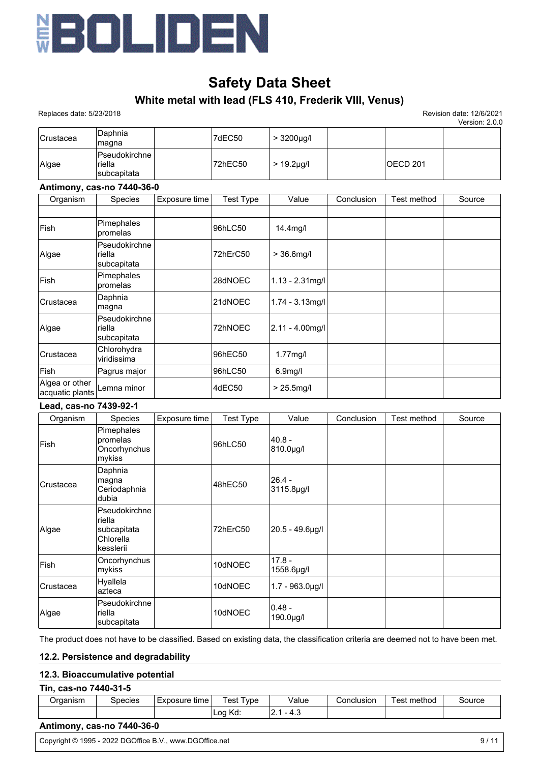| | | | | | | | |
|---|---|---|---|---|---|---|---|
| Crustacea | Daphnia magna | | 7dEC50 | > 3200µg/l | | | |
| Algae | Pseudokirchneriella subcapitata | | 72hEC50 | > 19.2µg/l | | OECD 201 | |

**Antimony, cas-no 7440-36-0**

| Organism | Species | Exposure time | Test Type | Value | Conclusion | Test method | Source |
|---|---|---|---|---|---|---|---|
| | | | | | | | |
| Fish | Pimephales promelas | | 96hLC50 | 14.4mg/l | | | |
| Algae | Pseudokirchneriella subcapitata | | 72hErC50 | > 36.6mg/l | | | |
| Fish | Pimephales promelas | | 28dNOEC | 1.13 - 2.31mg/l | | | |
| Crustacea | Daphnia magna | | 21dNOEC | 1.74 - 3.13mg/l | | | |
| Algae | Pseudokirchneriella subcapitata | | 72hNOEC | 2.11 - 4.00mg/l | | | |
| Crustacea | Chlorohydra viridissima | | 96hEC50 | 1.77mg/l | | | |
| Fish | Pagrus major | | 96hLC50 | 6.9mg/l | | | |
| Algea or other acquatic plants | Lemna minor | | 4dEC50 | > 25.5mg/l | | | |

**Lead, cas-no 7439-92-1**

| Organism | Species | Exposure time | Test Type | Value | Conclusion | Test method | Source |
|---|---|---|---|---|---|---|---|
| Fish | Pimephales promelas Oncorhynchus mykiss | | 96hLC50 | 40.8 - 810.0µg/l | | | |
| Crustacea | Daphnia magna Ceriodaphnia dubia | | 48hEC50 | 26.4 - 3115.8µg/l | | | |
| Algae | Pseudokirchneriella subcapitata Chlorella kesslerii | | 72hErC50 | 20.5 - 49.6µg/l | | | |
| Fish | Oncorhynchus mykiss | | 10dNOEC | 17.8 - 1558.6µg/l | | | |
| Crustacea | Hyallela azteca | | 10dNOEC | 1.7 - 963.0µg/l | | | |
| Algae | Pseudokirchneriella subcapitata | | 10dNOEC | 0.48 - 190.0µg/l | | | |

The product does not have to be classified. Based on existing data, the classification criteria are deemed not to have been met.

## 12.2. Persistence and degradability

## 12.3. Bioaccumulative potential

**Tin, cas-no 7440-31-5**

| Organism | Species | Exposure time | Test Type | Value | Conclusion | Test method | Source |
|---|---|---|---|---|---|---|---|
| | | | Log Kd: | 2.1 - 4.3 | | | |

**Antimony, cas-no 7440-36-0**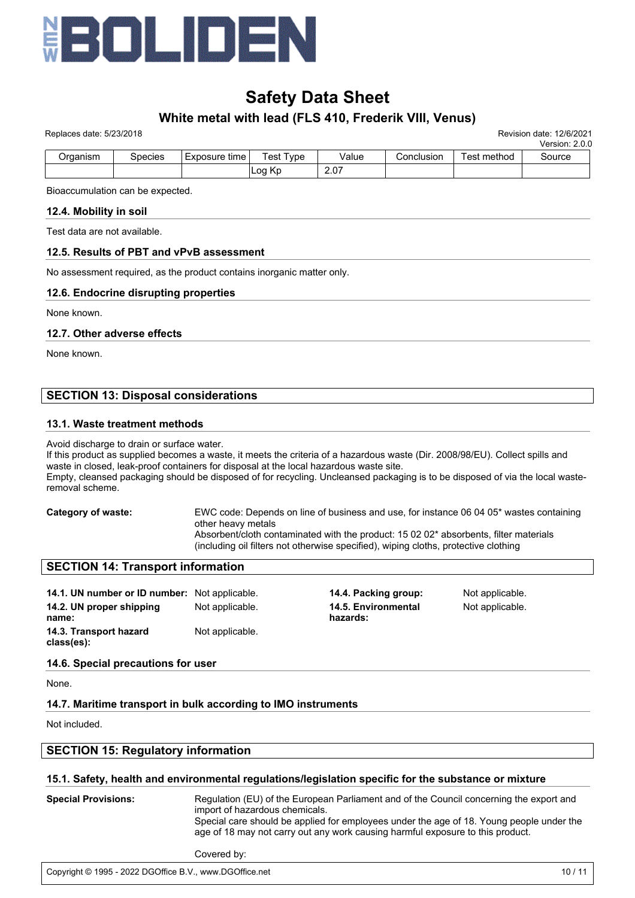| Organism | Species | Exposure time | Test Type | Value | Conclusion | Test method | Source |
|---|---|---|---|---|---|---|---|
| | | | Log Kp | 2.07 | | | |

Bioaccumulation can be expected.

### 12.4. Mobility in soil

Test data are not available.

### 12.5. Results of PBT and vPvB assessment

No assessment required, as the product contains inorganic matter only.

### 12.6. Endocrine disrupting properties

None known.

### 12.7. Other adverse effects

None known.

## SECTION 13: Disposal considerations

### 13.1. Waste treatment methods

Avoid discharge to drain or surface water.
If this product as supplied becomes a waste, it meets the criteria of a hazardous waste (Dir. 2008/98/EU). Collect spills and waste in closed, leak-proof containers for disposal at the local hazardous waste site.
Empty, cleansed packaging should be disposed of for recycling. Uncleansed packaging is to be disposed of via the local waste-removal scheme.

**Category of waste:** EWC code: Depends on line of business and use, for instance 06 04 05* wastes containing other heavy metals
Absorbent/cloth contaminated with the product: 15 02 02* absorbents, filter materials (including oil filters not otherwise specified), wiping cloths, protective clothing

## SECTION 14: Transport information

**14.1. UN number or ID number:** Not applicable.

**14.2. UN proper shipping name:** Not applicable.

**14.3. Transport hazard class(es):** Not applicable.

**14.4. Packing group:** Not applicable.

**14.5. Environmental hazards:** Not applicable.

### 14.6. Special precautions for user

None.

### 14.7. Maritime transport in bulk according to IMO instruments

Not included.

## SECTION 15: Regulatory information

### 15.1. Safety, health and environmental regulations/legislation specific for the substance or mixture

**Special Provisions:** Regulation (EU) of the European Parliament and of the Council concerning the export and import of hazardous chemicals.
Special care should be applied for employees under the age of 18. Young people under the age of 18 may not carry out any work causing harmful exposure to this product.

Covered by: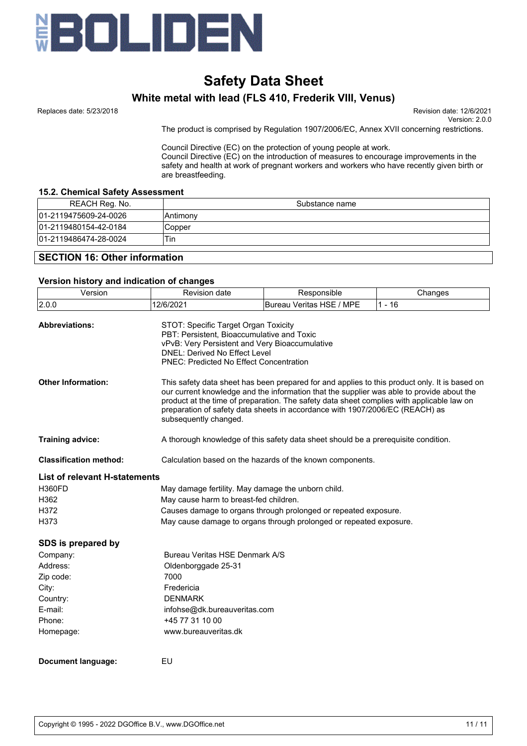# Safety Data Sheet

## White metal with lead (FLS 410, Frederik VIII, Venus)

Replaces date: 5/23/2018

Revision date: 12/6/2021
Version: 2.0.0

The product is comprised by Regulation 1907/2006/EC, Annex XVII concerning restrictions.

Council Directive (EC) on the protection of young people at work.
Council Directive (EC) on the introduction of measures to encourage improvements in the safety and health at work of pregnant workers and workers who have recently given birth or are breastfeeding.

### 15.2. Chemical Safety Assessment

| REACH Reg. No. | Substance name |
|---|---|
| 01-2119475609-24-0026 | Antimony |
| 01-2119480154-42-0184 | Copper |
| 01-2119486474-28-0024 | Tin |

## SECTION 16: Other information

### Version history and indication of changes

| Version | Revision date | Responsible | Changes |
|---|---|---|---|
| 2.0.0 | 12/6/2021 | Bureau Veritas HSE / MPE | 1 - 16 |

**Abbreviations:**
STOT: Specific Target Organ Toxicity
PBT: Persistent, Bioaccumulative and Toxic
vPvB: Very Persistent and Very Bioaccumulative
DNEL: Derived No Effect Level
PNEC: Predicted No Effect Concentration

**Other Information:** This safety data sheet has been prepared for and applies to this product only. It is based on our current knowledge and the information that the supplier was able to provide about the product at the time of preparation. The safety data sheet complies with applicable law on preparation of safety data sheets in accordance with 1907/2006/EC (REACH) as subsequently changed.

**Training advice:** A thorough knowledge of this safety data sheet should be a prerequisite condition.

**Classification method:** Calculation based on the hazards of the known components.

### List of relevant H-statements

| | |
|---|---|
| H360FD | May damage fertility. May damage the unborn child. |
| H362 | May cause harm to breast-fed children. |
| H372 | Causes damage to organs through prolonged or repeated exposure. |
| H373 | May cause damage to organs through prolonged or repeated exposure. |

### SDS is prepared by

| | |
|---|---|
| Company: | Bureau Veritas HSE Denmark A/S |
| Address: | Oldenborggade 25-31 |
| Zip code: | 7000 |
| City: | Fredericia |
| Country: | DENMARK |
| E-mail: | infohse@dk.bureauveritas.com |
| Phone: | +45 77 31 10 00 |
| Homepage: | www.bureauveritas.dk |

**Document language:** EU